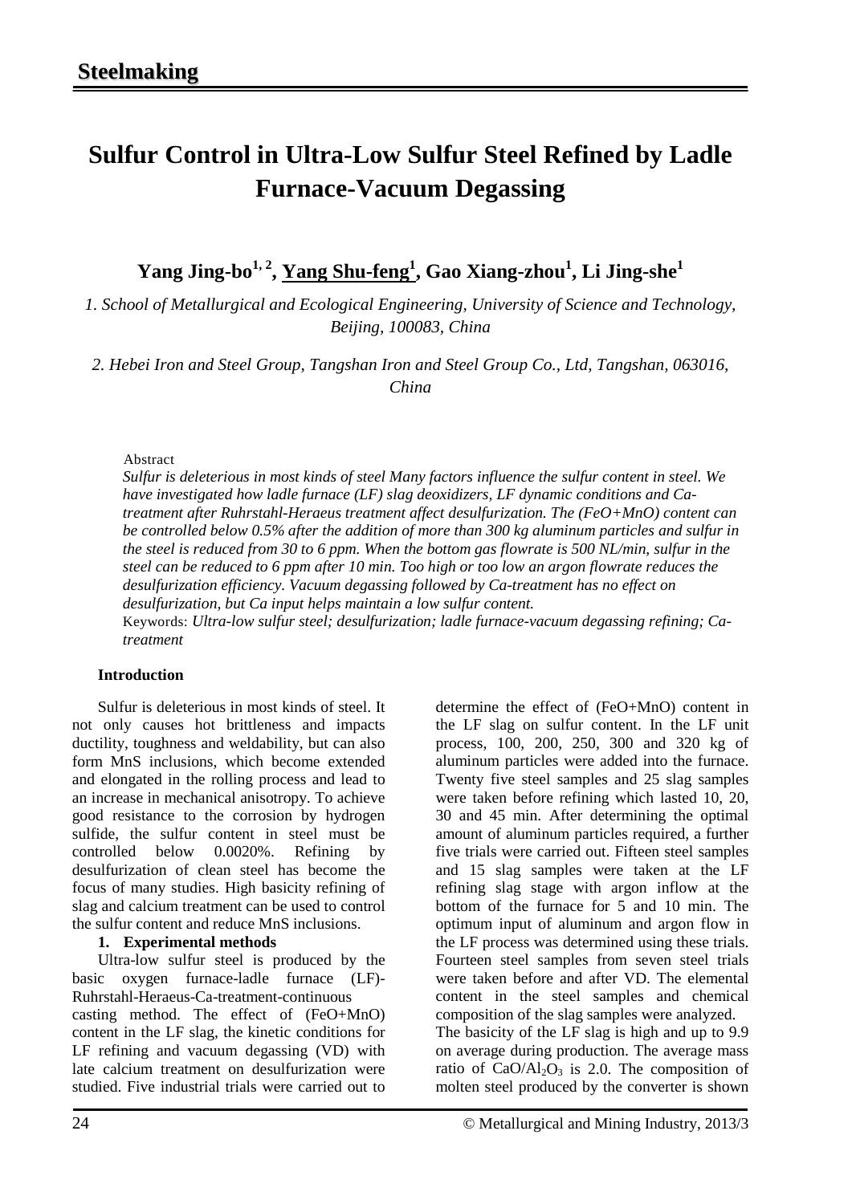# Sulfur Control in Ultra-Low Sulfur Steel Refined by Ladle Furnace-Vacuum Degassing

**Yang Jing-bo[1,2], Yang Shu-feng[1], Gao Xiang-zhou[1], Li Jing-she[1]**

*1. School of Metallurgical and Ecological Engineering, University of Science and Technology, Beijing, 100083, China*

*2. Hebei Iron and Steel Group, Tangshan Iron and Steel Group Co., Ltd, Tangshan, 063016, China*

Abstract

*Sulfur is deleterious in most kinds of steel Many factors influence the sulfur content in steel. We have investigated how ladle furnace (LF) slag deoxidizers, LF dynamic conditions and Ca-treatment after Ruhrstahl-Heraeus treatment affect desulfurization. The (FeO+MnO) content can be controlled below 0.5% after the addition of more than 300 kg aluminum particles and sulfur in the steel is reduced from 30 to 6 ppm. When the bottom gas flowrate is 500 NL/min, sulfur in the steel can be reduced to 6 ppm after 10 min. Too high or too low an argon flowrate reduces the desulfurization efficiency. Vacuum degassing followed by Ca-treatment has no effect on desulfurization, but Ca input helps maintain a low sulfur content.*

Keywords: *Ultra-low sulfur steel; desulfurization; ladle furnace-vacuum degassing refining; Ca-treatment*

## Introduction

Sulfur is deleterious in most kinds of steel. It not only causes hot brittleness and impacts ductility, toughness and weldability, but can also form MnS inclusions, which become extended and elongated in the rolling process and lead to an increase in mechanical anisotropy. To achieve good resistance to the corrosion by hydrogen sulfide, the sulfur content in steel must be controlled below 0.0020%. Refining by desulfurization of clean steel has become the focus of many studies. High basicity refining of slag and calcium treatment can be used to control the sulfur content and reduce MnS inclusions.

## 1. Experimental methods

Ultra-low sulfur steel is produced by the basic oxygen furnace-ladle furnace (LF)-Ruhrstahl-Heraeus-Ca-treatment-continuous casting method. The effect of (FeO+MnO) content in the LF slag, the kinetic conditions for LF refining and vacuum degassing (VD) with late calcium treatment on desulfurization were studied. Five industrial trials were carried out to determine the effect of (FeO+MnO) content in the LF slag on sulfur content. In the LF unit process, 100, 200, 250, 300 and 320 kg of aluminum particles were added into the furnace. Twenty five steel samples and 25 slag samples were taken before refining which lasted 10, 20, 30 and 45 min. After determining the optimal amount of aluminum particles required, a further five trials were carried out. Fifteen steel samples and 15 slag samples were taken at the LF refining slag stage with argon inflow at the bottom of the furnace for 5 and 10 min. The optimum input of aluminum and argon flow in the LF process was determined using these trials. Fourteen steel samples from seven steel trials were taken before and after VD. The elemental content in the steel samples and chemical composition of the slag samples were analyzed.

The basicity of the LF slag is high and up to 9.9 on average during production. The average mass ratio of $CaO/Al_2O_3$ is 2.0. The composition of molten steel produced by the converter is shown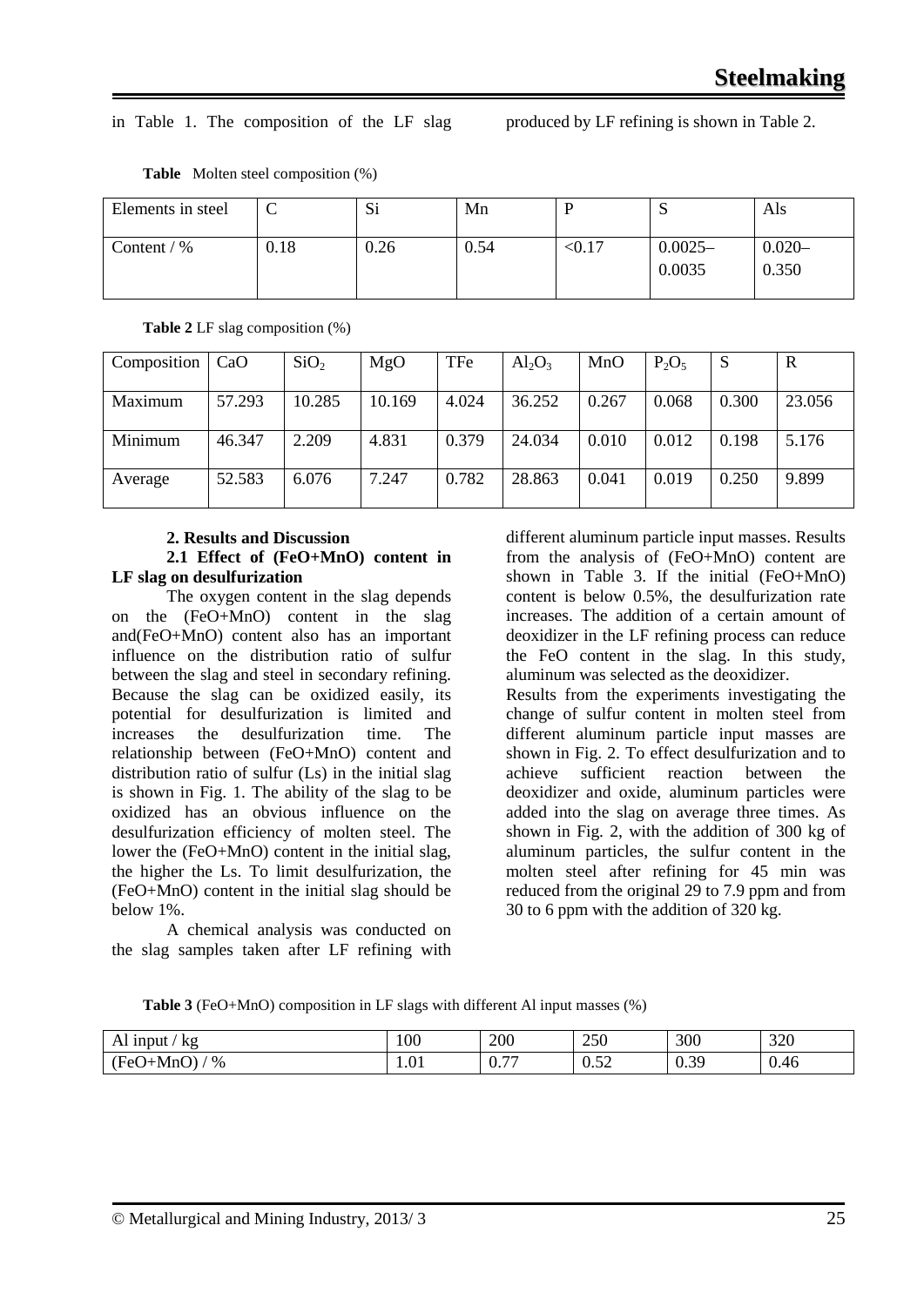in Table 1. The composition of the LF slag produced by LF refining is shown in Table 2.

**Table** Molten steel composition (%)

| Elements in steel | C | Si | Mn | P | S | Als |
|---|---|---|---|---|---|---|
| Content / % | 0.18 | 0.26 | 0.54 | <0.17 | 0.0025–0.0035 | 0.020–0.350 |

**Table 2** LF slag composition (%)

| Composition | CaO | $SiO_2$ | MgO | TFe | $Al_2O_3$ | MnO | $P_2O_5$ | S | R |
|---|---|---|---|---|---|---|---|---|---|
| Maximum | 57.293 | 10.285 | 10.169 | 4.024 | 36.252 | 0.267 | 0.068 | 0.300 | 23.056 |
| Minimum | 46.347 | 2.209 | 4.831 | 0.379 | 24.034 | 0.010 | 0.012 | 0.198 | 5.176 |
| Average | 52.583 | 6.076 | 7.247 | 0.782 | 28.863 | 0.041 | 0.019 | 0.250 | 9.899 |

## 2. Results and Discussion

### 2.1 Effect of (FeO+MnO) content in LF slag on desulfurization

The oxygen content in the slag depends on the (FeO+MnO) content in the slag and(FeO+MnO) content also has an important influence on the distribution ratio of sulfur between the slag and steel in secondary refining. Because the slag can be oxidized easily, its potential for desulfurization is limited and increases the desulfurization time. The relationship between (FeO+MnO) content and distribution ratio of sulfur (Ls) in the initial slag is shown in Fig. 1. The ability of the slag to be oxidized has an obvious influence on the desulfurization efficiency of molten steel. The lower the (FeO+MnO) content in the initial slag, the higher the Ls. To limit desulfurization, the (FeO+MnO) content in the initial slag should be below 1%.

A chemical analysis was conducted on the slag samples taken after LF refining with different aluminum particle input masses. Results from the analysis of (FeO+MnO) content are shown in Table 3. If the initial (FeO+MnO) content is below 0.5%, the desulfurization rate increases. The addition of a certain amount of deoxidizer in the LF refining process can reduce the FeO content in the slag. In this study, aluminum was selected as the deoxidizer.

Results from the experiments investigating the change of sulfur content in molten steel from different aluminum particle input masses are shown in Fig. 2. To effect desulfurization and to achieve sufficient reaction between the deoxidizer and oxide, aluminum particles were added into the slag on average three times. As shown in Fig. 2, with the addition of 300 kg of aluminum particles, the sulfur content in the molten steel after refining for 45 min was reduced from the original 29 to 7.9 ppm and from 30 to 6 ppm with the addition of 320 kg.

**Table 3** (FeO+MnO) composition in LF slags with different Al input masses (%)

| Al input / kg | 100 | 200 | 250 | 300 | 320 |
|---|---|---|---|---|---|
| (FeO+MnO) / % | 1.01 | 0.77 | 0.52 | 0.39 | 0.46 |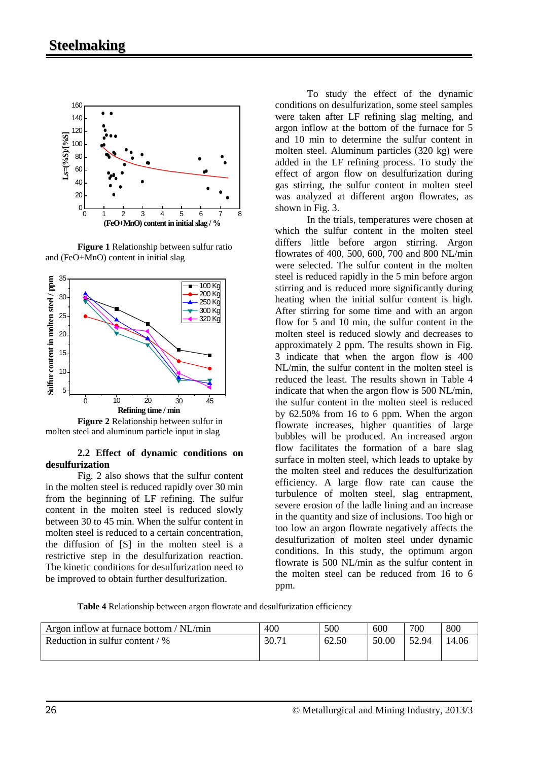Figure 1 Relationship between sulfur ratio and (FeO+MnO) content in initial slag

Figure 2 Relationship between sulfur in molten steel and aluminum particle input in slag

### 2.2 Effect of dynamic conditions on desulfurization

Fig. 2 also shows that the sulfur content in the molten steel is reduced rapidly over 30 min from the beginning of LF refining. The sulfur content in the molten steel is reduced slowly between 30 to 45 min. When the sulfur content in molten steel is reduced to a certain concentration, the diffusion of [S] in the molten steel is a restrictive step in the desulfurization reaction. The kinetic conditions for desulfurization need to be improved to obtain further desulfurization.

To study the effect of the dynamic conditions on desulfurization, some steel samples were taken after LF refining slag melting, and argon inflow at the bottom of the furnace for 5 and 10 min to determine the sulfur content in molten steel. Aluminum particles (320 kg) were added in the LF refining process. To study the effect of argon flow on desulfurization during gas stirring, the sulfur content in molten steel was analyzed at different argon flowrates, as shown in Fig. 3.

In the trials, temperatures were chosen at which the sulfur content in the molten steel differs little before argon stirring. Argon flowrates of 400, 500, 600, 700 and 800 NL/min were selected. The sulfur content in the molten steel is reduced rapidly in the 5 min before argon stirring and is reduced more significantly during heating when the initial sulfur content is high. After stirring for some time and with an argon flow for 5 and 10 min, the sulfur content in the molten steel is reduced slowly and decreases to approximately 2 ppm. The results shown in Fig. 3 indicate that when the argon flow is 400 NL/min, the sulfur content in the molten steel is reduced the least. The results shown in Table 4 indicate that when the argon flow is 500 NL/min, the sulfur content in the molten steel is reduced by 62.50% from 16 to 6 ppm. When the argon flowrate increases, higher quantities of large bubbles will be produced. An increased argon flow facilitates the formation of a bare slag surface in molten steel, which leads to uptake by the molten steel and reduces the desulfurization efficiency. A large flow rate can cause the turbulence of molten steel, slag entrapment, severe erosion of the ladle lining and an increase in the quantity and size of inclusions. Too high or too low an argon flowrate negatively affects the desulfurization of molten steel under dynamic conditions. In this study, the optimum argon flowrate is 500 NL/min as the sulfur content in the molten steel can be reduced from 16 to 6 ppm.

**Table 4** Relationship between argon flowrate and desulfurization efficiency

| Argon inflow at furnace bottom / NL/min | 400 | 500 | 600 | 700 | 800 |
|---|---|---|---|---|---|
| Reduction in sulfur content / % | 30.71 | 62.50 | 50.00 | 52.94 | 14.06 |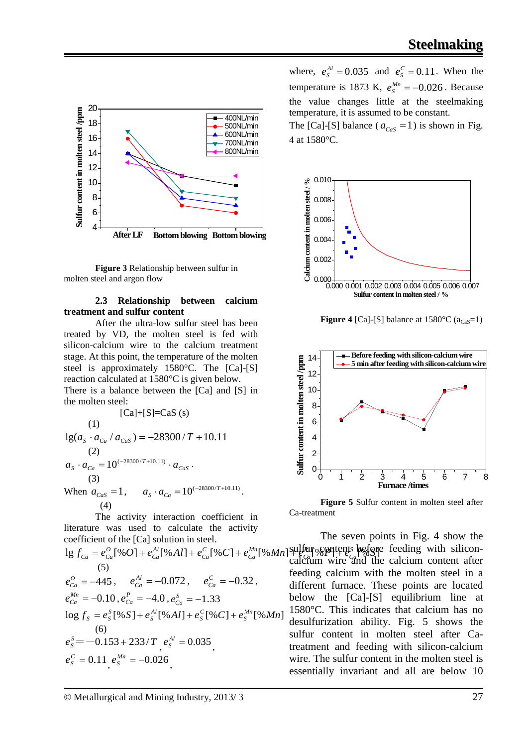**Figure 3** Relationship between sulfur in molten steel and argon flow

### 2.3 Relationship between calcium treatment and sulfur content

After the ultra-low sulfur steel has been treated by VD, the molten steel is fed with silicon-calcium wire to the calcium treatment stage. At this point, the temperature of the molten steel is approximately 1580°C. The [Ca]-[S] reaction calculated at 1580°C is given below.

There is a balance between the [Ca] and [S] in the molten steel:

$$[Ca]+[S]=CaS\ (s) \quad (1)$$

$$\lg(a_S \cdot a_{Ca} / a_{CaS}) = -28300/T + 10.11 \quad (2)$$

$$a_S \cdot a_{Ca} = 10^{(-28300/T+10.11)} \cdot a_{CaS} \quad (3)$$

When $a_{CaS}=1$, $\quad a_S \cdot a_{Ca} = 10^{(-28300/T+10.11)}$. (4)

The activity interaction coefficient in literature was used to calculate the activity coefficient of the [Ca] solution in steel.

$$\lg f_{Ca} = e_{Ca}^{O}[\%O] + e_{Ca}^{Al}[\%Al] + e_{Ca}^{C}[\%C] + e_{Ca}^{Mn}[\%Mn] + e_{Ca}^{P}[\%P] + e_{Ca}^{S}[\%S] \quad (5)$$

$e_{Ca}^{O}=-445$, $e_{Ca}^{Al}=-0.072$, $e_{Ca}^{C}=-0.32$, $e_{Ca}^{Mn}=-0.10$, $e_{Ca}^{P}=-4.0$, $e_{Ca}^{S}=-1.33$

$$\log f_S = e_S^{S}[\%S] + e_S^{Al}[\%Al] + e_S^{C}[\%C] + e_S^{Mn}[\%Mn] \quad (6)$$

$e_S^{S}=-0.153+233/T$, $e_S^{Al}=0.035$, $e_S^{C}=0.11$, $e_S^{Mn}=-0.026$,

where, $e_S^{Al}=0.035$ and $e_S^{C}=0.11$. When the temperature is 1873 K, $e_S^{Mn}=-0.026$. Because the value changes little at the steelmaking temperature, it is assumed to be constant.

The [Ca]-[S] balance ($a_{CaS}=1$) is shown in Fig. 4 at 1580°C.

**Figure 4** [Ca]-[S] balance at 1580°C ($a_{CaS}$=1)

**Figure 5** Sulfur content in molten steel after Ca-treatment

The seven points in Fig. 4 show the sulfur contents before feeding with silicon-calcium wire and the calcium content after feeding calcium with the molten steel in a different furnace. These points are located below the [Ca]-[S] equilibrium line at 1580°C. This indicates that calcium has no desulfurization ability. Fig. 5 shows the sulfur content in molten steel after Ca-treatment and feeding with silicon-calcium wire. The sulfur content in the molten steel is essentially invariant and all are below 10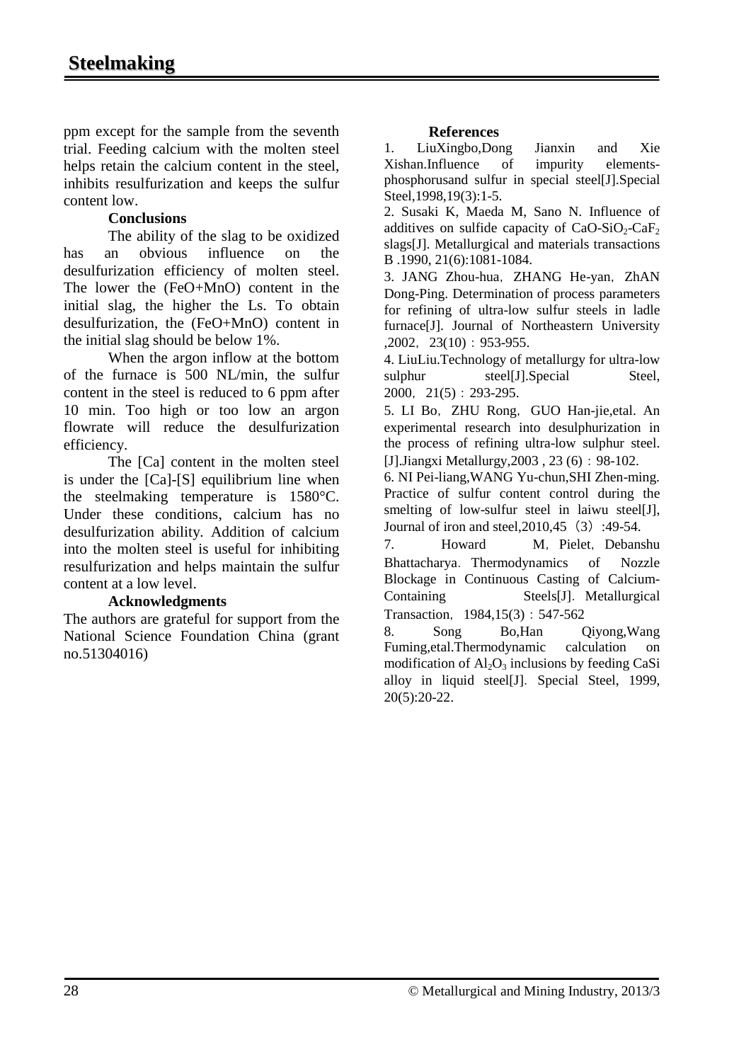ppm except for the sample from the seventh trial. Feeding calcium with the molten steel helps retain the calcium content in the steel, inhibits resulfurization and keeps the sulfur content low.

## Conclusions

The ability of the slag to be oxidized has an obvious influence on the desulfurization efficiency of molten steel. The lower the (FeO+MnO) content in the initial slag, the higher the Ls. To obtain desulfurization, the (FeO+MnO) content in the initial slag should be below 1%.

When the argon inflow at the bottom of the furnace is 500 NL/min, the sulfur content in the steel is reduced to 6 ppm after 10 min. Too high or too low an argon flowrate will reduce the desulfurization efficiency.

The [Ca] content in the molten steel is under the [Ca]-[S] equilibrium line when the steelmaking temperature is 1580°C. Under these conditions, calcium has no desulfurization ability. Addition of calcium into the molten steel is useful for inhibiting resulfurization and helps maintain the sulfur content at a low level.

## Acknowledgments

The authors are grateful for support from the National Science Foundation China (grant no.51304016)

## References

1. LiuXingbo,Dong Jianxin and Xie Xishan.Influence of impurity elements-phosphorusand sulfur in special steel[J].Special Steel,1998,19(3):1-5.
2. Susaki K, Maeda M, Sano N. Influence of additives on sulfide capacity of $CaO$-$SiO_2$-$CaF_2$ slags[J]. Metallurgical and materials transactions B .1990, 21(6):1081-1084.
3. JANG Zhou-hua，ZHANG He-yan，ZhAN Dong-Ping. Determination of process parameters for refining of ultra-low sulfur steels in ladle furnace[J]. Journal of Northeastern University ,2002，23(10)：953-955.
4. LiuLiu.Technology of metallurgy for ultra-low sulphur steel[J].Special Steel, 2000，21(5)：293-295.
5. LI Bo，ZHU Rong，GUO Han-jie,etal. An experimental research into desulphurization in the process of refining ultra-low sulphur steel. [J].Jiangxi Metallurgy,2003 , 23 (6)：98-102.
6. NI Pei-liang,WANG Yu-chun,SHI Zhen-ming. Practice of sulfur content control during the smelting of low-sulfur steel in laiwu steel[J], Journal of iron and steel,2010,45（3）:49-54.
7. Howard M，Pielet，Debanshu Bhattacharya．Thermodynamics of Nozzle Blockage in Continuous Casting of Calcium-Containing Steels[J]．Metallurgical Transaction，1984,15(3)：547-562
8. Song Bo,Han Qiyong,Wang Fuming,etal.Thermodynamic calculation on modification of $Al_2O_3$ inclusions by feeding CaSi alloy in liquid steel[J]．Special Steel, 1999, 20(5):20-22．